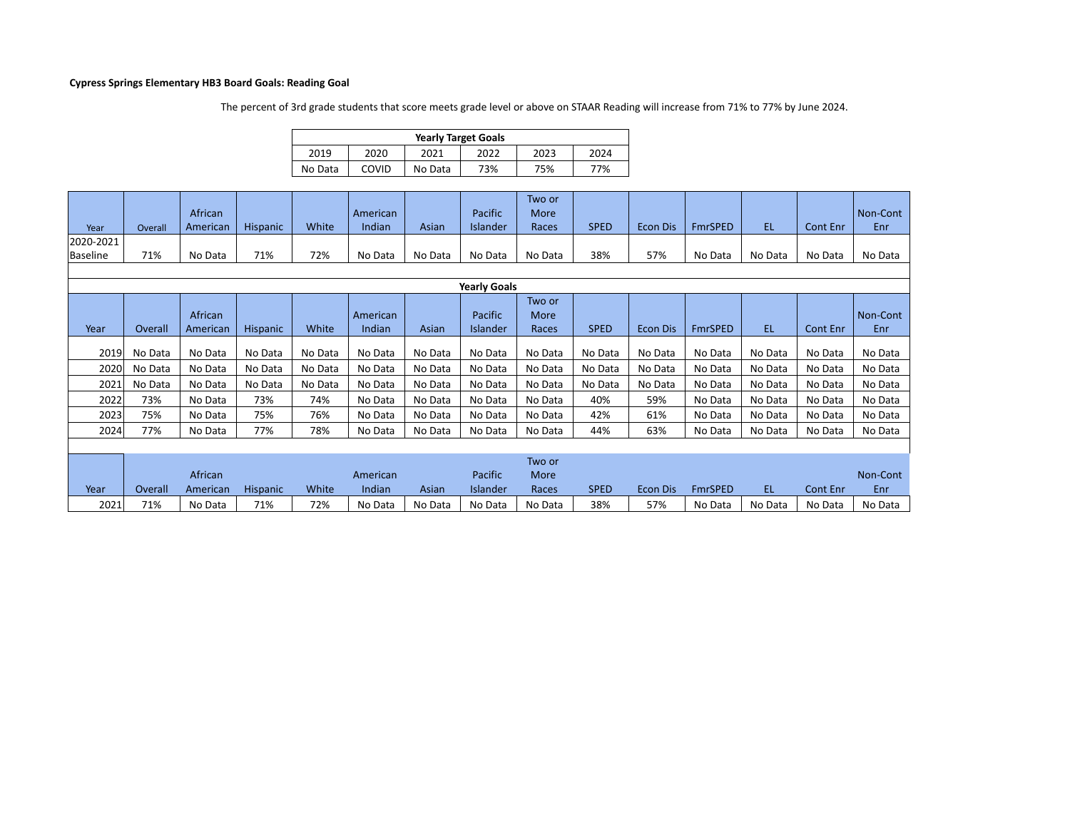**Cypress Springs Elementary HB3 Board Goals: Reading Goal**

The percent of 3rd grade students that score meets grade level or above on STAAR Reading will increase from 71% to 77% by June 2024.

| Yearly Target Goals | | | | | |
|---|---|---|---|---|---|
| 2019 | 2020 | 2021 | 2022 | 2023 | 2024 |
| No Data | COVID | No Data | 73% | 75% | 77% |

| Year | Overall | African American | Hispanic | White | American Indian | Asian | Pacific Islander | Two or More Races | SPED | Econ Dis | FmrSPED | EL | Cont Enr | Non-Cont Enr |
|---|---|---|---|---|---|---|---|---|---|---|---|---|---|---|
| 2020-2021 Baseline | 71% | No Data | 71% | 72% | No Data | No Data | No Data | No Data | 38% | 57% | No Data | No Data | No Data | No Data |

**Yearly Goals**

| Year | Overall | African American | Hispanic | White | American Indian | Asian | Pacific Islander | Two or More Races | SPED | Econ Dis | FmrSPED | EL | Cont Enr | Non-Cont Enr |
|---|---|---|---|---|---|---|---|---|---|---|---|---|---|---|
| 2019 | No Data | No Data | No Data | No Data | No Data | No Data | No Data | No Data | No Data | No Data | No Data | No Data | No Data | No Data |
| 2020 | No Data | No Data | No Data | No Data | No Data | No Data | No Data | No Data | No Data | No Data | No Data | No Data | No Data | No Data |
| 2021 | No Data | No Data | No Data | No Data | No Data | No Data | No Data | No Data | No Data | No Data | No Data | No Data | No Data | No Data |
| 2022 | 73% | No Data | 73% | 74% | No Data | No Data | No Data | No Data | 40% | 59% | No Data | No Data | No Data | No Data |
| 2023 | 75% | No Data | 75% | 76% | No Data | No Data | No Data | No Data | 42% | 61% | No Data | No Data | No Data | No Data |
| 2024 | 77% | No Data | 77% | 78% | No Data | No Data | No Data | No Data | 44% | 63% | No Data | No Data | No Data | No Data |

| Year | Overall | African American | Hispanic | White | American Indian | Asian | Pacific Islander | Two or More Races | SPED | Econ Dis | FmrSPED | EL | Cont Enr | Non-Cont Enr |
|---|---|---|---|---|---|---|---|---|---|---|---|---|---|---|
| 2021 | 71% | No Data | 71% | 72% | No Data | No Data | No Data | No Data | 38% | 57% | No Data | No Data | No Data | No Data |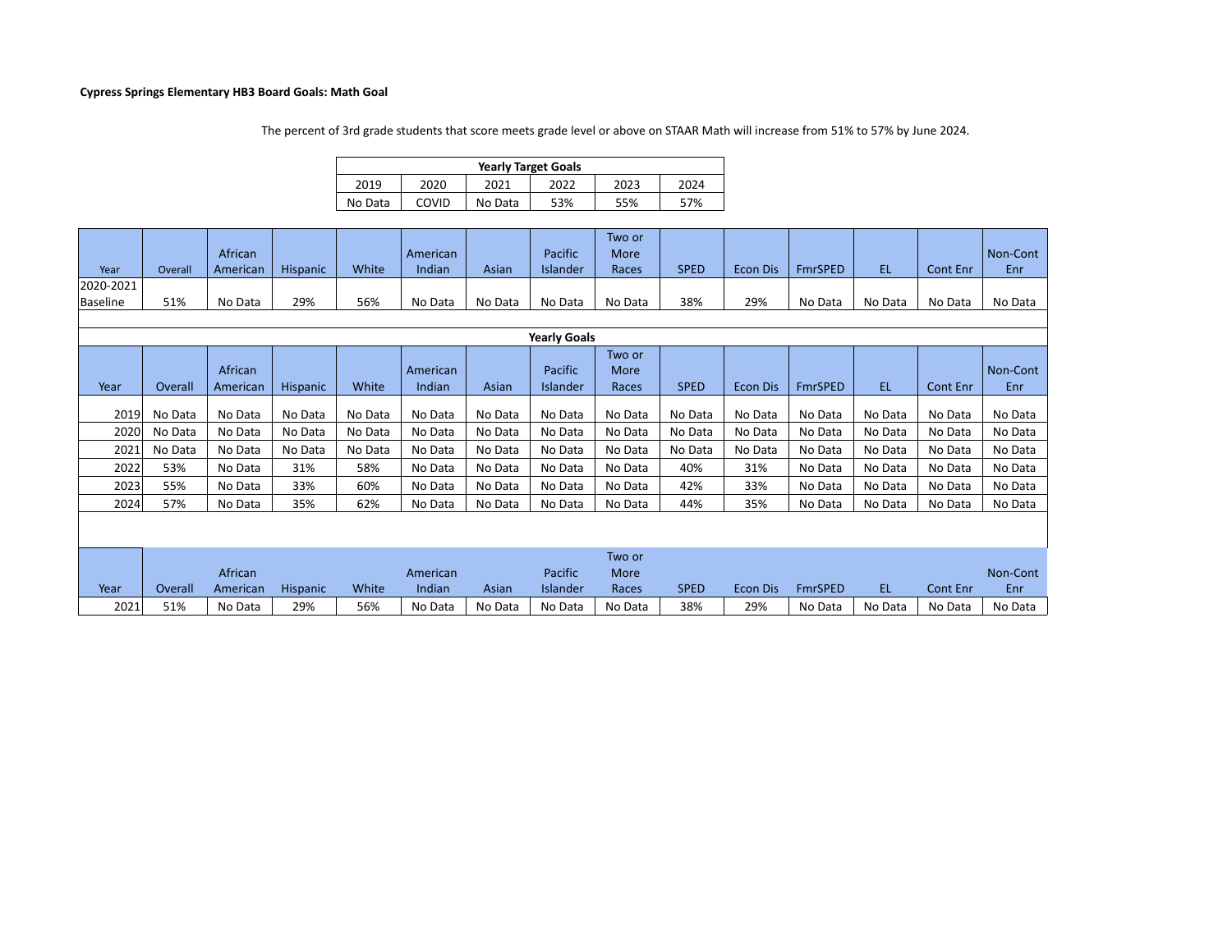**Cypress Springs Elementary HB3 Board Goals: Math Goal**

The percent of 3rd grade students that score meets grade level or above on STAAR Math will increase from 51% to 57% by June 2024.

| Yearly Target Goals | | | | | |
|---|---|---|---|---|---|
| 2019 | 2020 | 2021 | 2022 | 2023 | 2024 |
| No Data | COVID | No Data | 53% | 55% | 57% |

| Year | Overall | African American | Hispanic | White | American Indian | Asian | Pacific Islander | Two or More Races | SPED | Econ Dis | FmrSPED | EL | Cont Enr | Non-Cont Enr |
|---|---|---|---|---|---|---|---|---|---|---|---|---|---|---|
| 2020-2021 Baseline | 51% | No Data | 29% | 56% | No Data | No Data | No Data | No Data | 38% | 29% | No Data | No Data | No Data | No Data |

**Yearly Goals**

| Year | Overall | African American | Hispanic | White | American Indian | Asian | Pacific Islander | Two or More Races | SPED | Econ Dis | FmrSPED | EL | Cont Enr | Non-Cont Enr |
|---|---|---|---|---|---|---|---|---|---|---|---|---|---|---|
| 2019 | No Data | No Data | No Data | No Data | No Data | No Data | No Data | No Data | No Data | No Data | No Data | No Data | No Data | No Data |
| 2020 | No Data | No Data | No Data | No Data | No Data | No Data | No Data | No Data | No Data | No Data | No Data | No Data | No Data | No Data |
| 2021 | No Data | No Data | No Data | No Data | No Data | No Data | No Data | No Data | No Data | No Data | No Data | No Data | No Data | No Data |
| 2022 | 53% | No Data | 31% | 58% | No Data | No Data | No Data | No Data | 40% | 31% | No Data | No Data | No Data | No Data |
| 2023 | 55% | No Data | 33% | 60% | No Data | No Data | No Data | No Data | 42% | 33% | No Data | No Data | No Data | No Data |
| 2024 | 57% | No Data | 35% | 62% | No Data | No Data | No Data | No Data | 44% | 35% | No Data | No Data | No Data | No Data |

| Year | Overall | African American | Hispanic | White | American Indian | Asian | Pacific Islander | Two or More Races | SPED | Econ Dis | FmrSPED | EL | Cont Enr | Non-Cont Enr |
|---|---|---|---|---|---|---|---|---|---|---|---|---|---|---|
| 2021 | 51% | No Data | 29% | 56% | No Data | No Data | No Data | No Data | 38% | 29% | No Data | No Data | No Data | No Data |